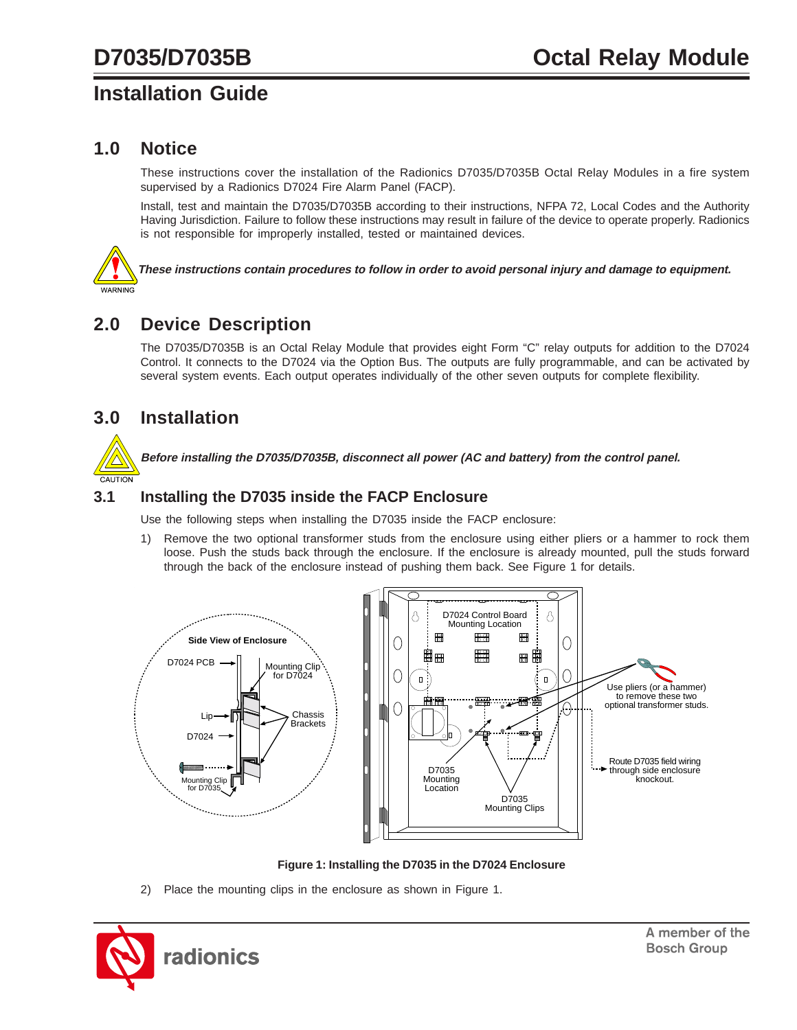# D7035/D7035B Octal Relay Module

## Installation Guide

## 1.0 Notice

These instructions cover the installation of the Radionics D7035/D7035B Octal Relay Modules in a fire system supervised by a Radionics D7024 Fire Alarm Panel (FACP).

Install, test and maintain the D7035/D7035B according to their instructions, NFPA 72, Local Codes and the Authority Having Jurisdiction. Failure to follow these instructions may result in failure of the device to operate properly. Radionics is not responsible for improperly installed, tested or maintained devices.

WARNING

***These instructions contain procedures to follow in order to avoid personal injury and damage to equipment.***

## 2.0 Device Description

The D7035/D7035B is an Octal Relay Module that provides eight Form "C" relay outputs for addition to the D7024 Control. It connects to the D7024 via the Option Bus. The outputs are fully programmable, and can be activated by several system events. Each output operates individually of the other seven outputs for complete flexibility.

## 3.0 Installation

CAUTION

***Before installing the D7035/D7035B, disconnect all power (AC and battery) from the control panel.***

### 3.1 Installing the D7035 inside the FACP Enclosure

Use the following steps when installing the D7035 inside the FACP enclosure:

1) Remove the two optional transformer studs from the enclosure using either pliers or a hammer to rock them loose. Push the studs back through the enclosure. If the enclosure is already mounted, pull the studs forward through the back of the enclosure instead of pushing them back. See Figure 1 for details.

**Figure 1: Installing the D7035 in the D7024 Enclosure**

2) Place the mounting clips in the enclosure as shown in Figure 1.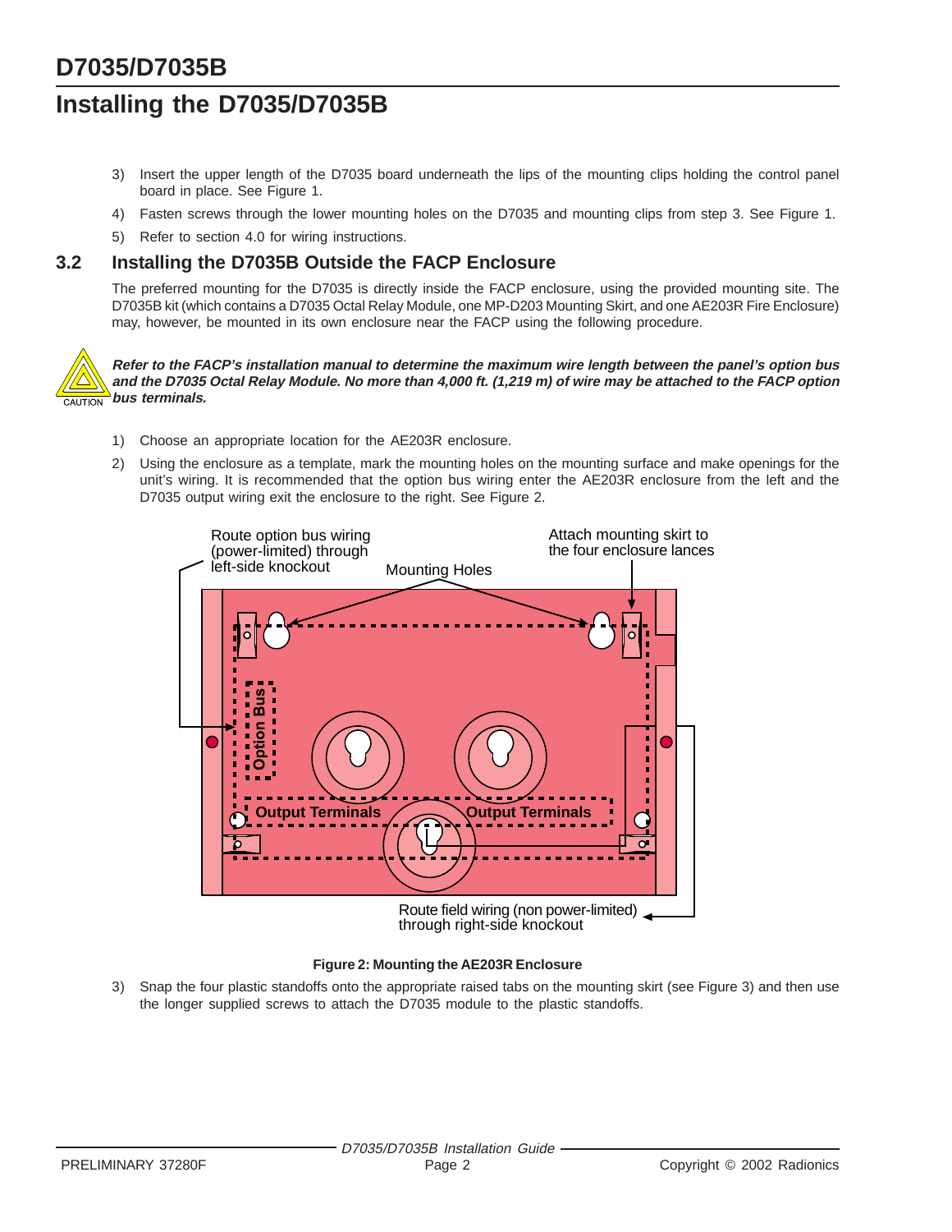# D7035/D7035B

## Installing the D7035/D7035B

3) Insert the upper length of the D7035 board underneath the lips of the mounting clips holding the control panel board in place. See Figure 1.
4) Fasten screws through the lower mounting holes on the D7035 and mounting clips from step 3. See Figure 1.
5) Refer to section 4.0 for wiring instructions.

### 3.2 Installing the D7035B Outside the FACP Enclosure

The preferred mounting for the D7035 is directly inside the FACP enclosure, using the provided mounting site. The D7035B kit (which contains a D7035 Octal Relay Module, one MP-D203 Mounting Skirt, and one AE203R Fire Enclosure) may, however, be mounted in its own enclosure near the FACP using the following procedure.

CAUTION

***Refer to the FACP's installation manual to determine the maximum wire length between the panel's option bus and the D7035 Octal Relay Module. No more than 4,000 ft. (1,219 m) of wire may be attached to the FACP option bus terminals.***

1) Choose an appropriate location for the AE203R enclosure.
2) Using the enclosure as a template, mark the mounting holes on the mounting surface and make openings for the unit's wiring. It is recommended that the option bus wiring enter the AE203R enclosure from the left and the D7035 output wiring exit the enclosure to the right. See Figure 2.

Route option bus wiring (power-limited) through left-side knockout

Mounting Holes

Attach mounting skirt to the four enclosure lances

Option Bus

Output Terminals

Output Terminals

Route field wiring (non power-limited) through right-side knockout

**Figure 2: Mounting the AE203R Enclosure**

3) Snap the four plastic standoffs onto the appropriate raised tabs on the mounting skirt (see Figure 3) and then use the longer supplied screws to attach the D7035 module to the plastic standoffs.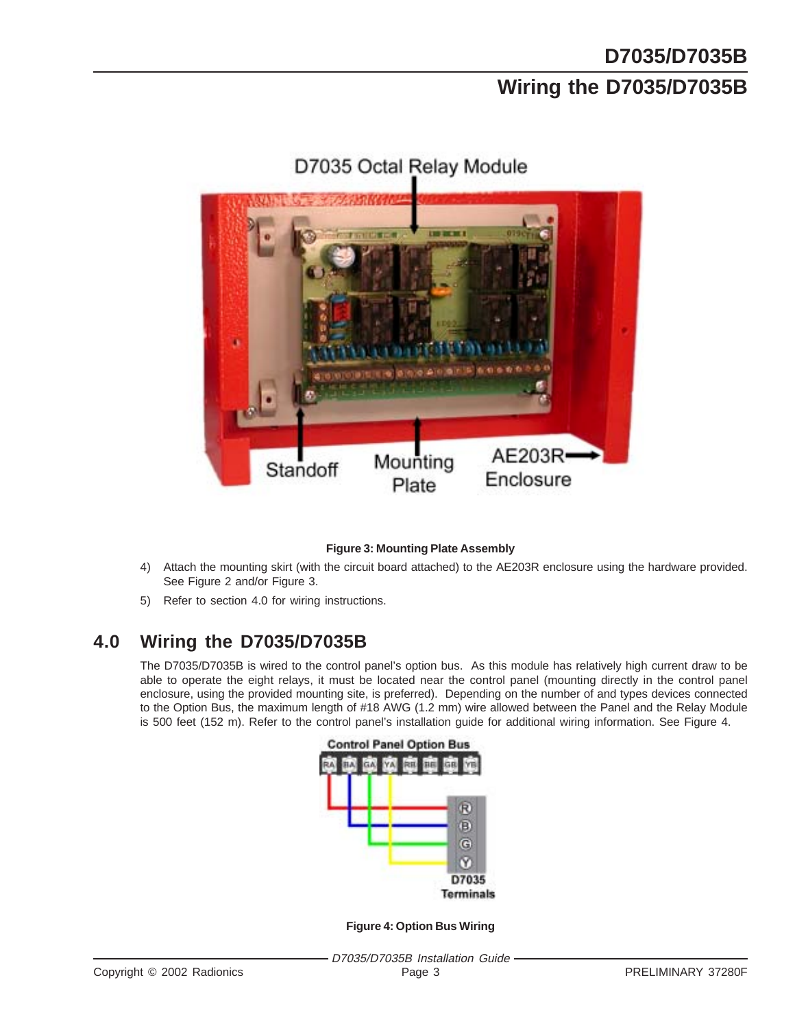Figure 3: Mounting Plate Assembly

4) Attach the mounting skirt (with the circuit board attached) to the AE203R enclosure using the hardware provided. See Figure 2 and/or Figure 3.
5) Refer to section 4.0 for wiring instructions.

## 4.0 Wiring the D7035/D7035B

The D7035/D7035B is wired to the control panel's option bus. As this module has relatively high current draw to be able to operate the eight relays, it must be located near the control panel (mounting directly in the control panel enclosure, using the provided mounting site, is preferred). Depending on the number of and types devices connected to the Option Bus, the maximum length of #18 AWG (1.2 mm) wire allowed between the Panel and the Relay Module is 500 feet (152 m). Refer to the control panel's installation guide for additional wiring information. See Figure 4.

Figure 4: Option Bus Wiring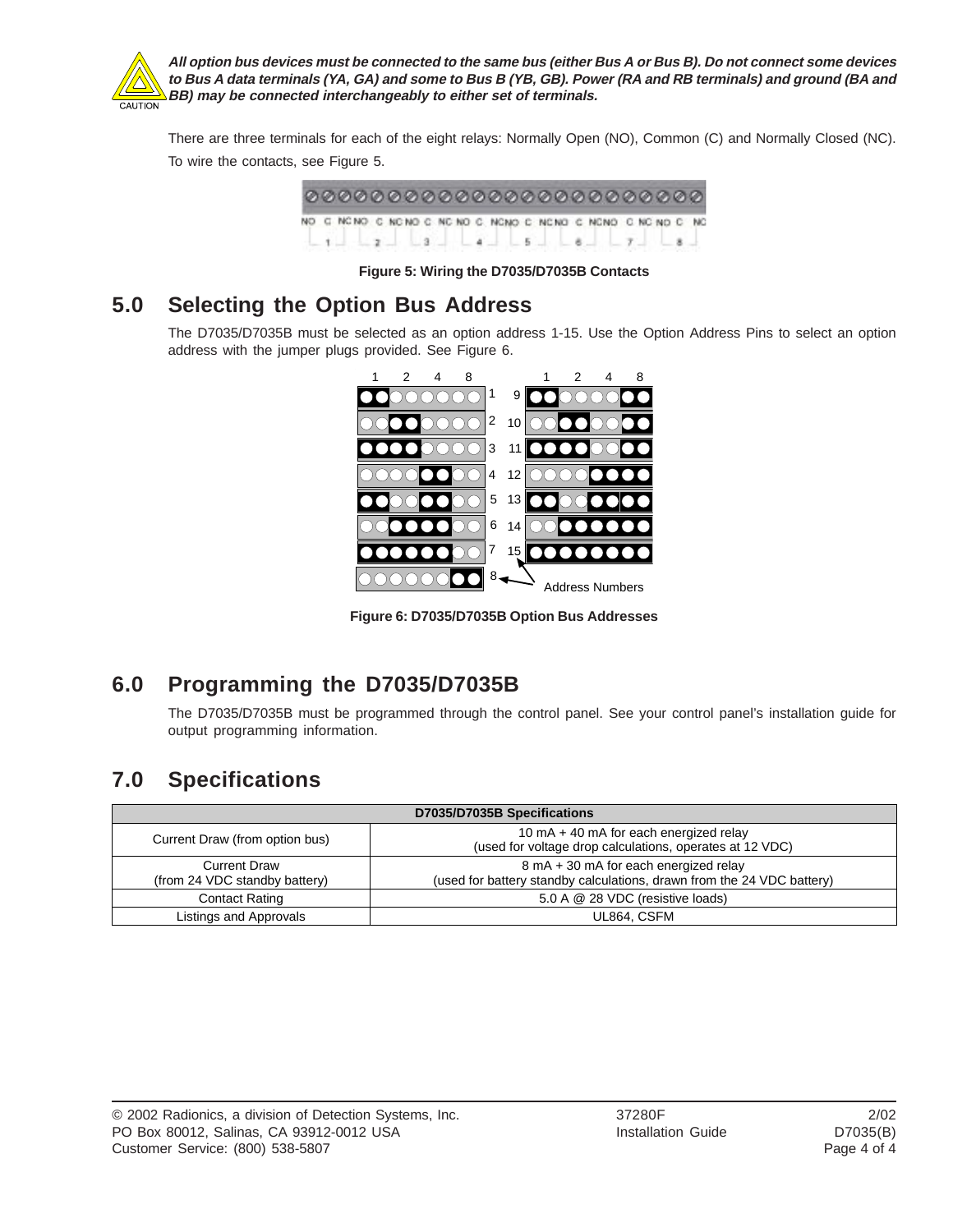***All option bus devices must be connected to the same bus (either Bus A or Bus B). Do not connect some devices to Bus A data terminals (YA, GA) and some to Bus B (YB, GB). Power (RA and RB terminals) and ground (BA and BB) may be connected interchangeably to either set of terminals.***

There are three terminals for each of the eight relays: Normally Open (NO), Common (C) and Normally Closed (NC). To wire the contacts, see Figure 5.

NO C NC NO C NC NO C NC NO C NC NO C NC NO C NC NO C NC NO C NC
1 2 3 4 5 6 7 8

**Figure 5: Wiring the D7035/D7035B Contacts**

## 5.0 Selecting the Option Bus Address

The D7035/D7035B must be selected as an option address 1-15. Use the Option Address Pins to select an option address with the jumper plugs provided. See Figure 6.

1 2 4 8

1 2 3 4 5 6 7 8 9 10 11 12 13 14 15

Address Numbers

**Figure 6: D7035/D7035B Option Bus Addresses**

## 6.0 Programming the D7035/D7035B

The D7035/D7035B must be programmed through the control panel. See your control panel's installation guide for output programming information.

## 7.0 Specifications

| D7035/D7035B Specifications | |
|---|---|
| Current Draw (from option bus) | 10 mA + 40 mA for each energized relay (used for voltage drop calculations, operates at 12 VDC) |
| Current Draw (from 24 VDC standby battery) | 8 mA + 30 mA for each energized relay (used for battery standby calculations, drawn from the 24 VDC battery) |
| Contact Rating | 5.0 A @ 28 VDC (resistive loads) |
| Listings and Approvals | UL864, CSFM |

© 2002 Radionics, a division of Detection Systems, Inc.
PO Box 80012, Salinas, CA 93912-0012 USA
Customer Service: (800) 538-5807

37280F 2/02
Installation Guide D7035(B)